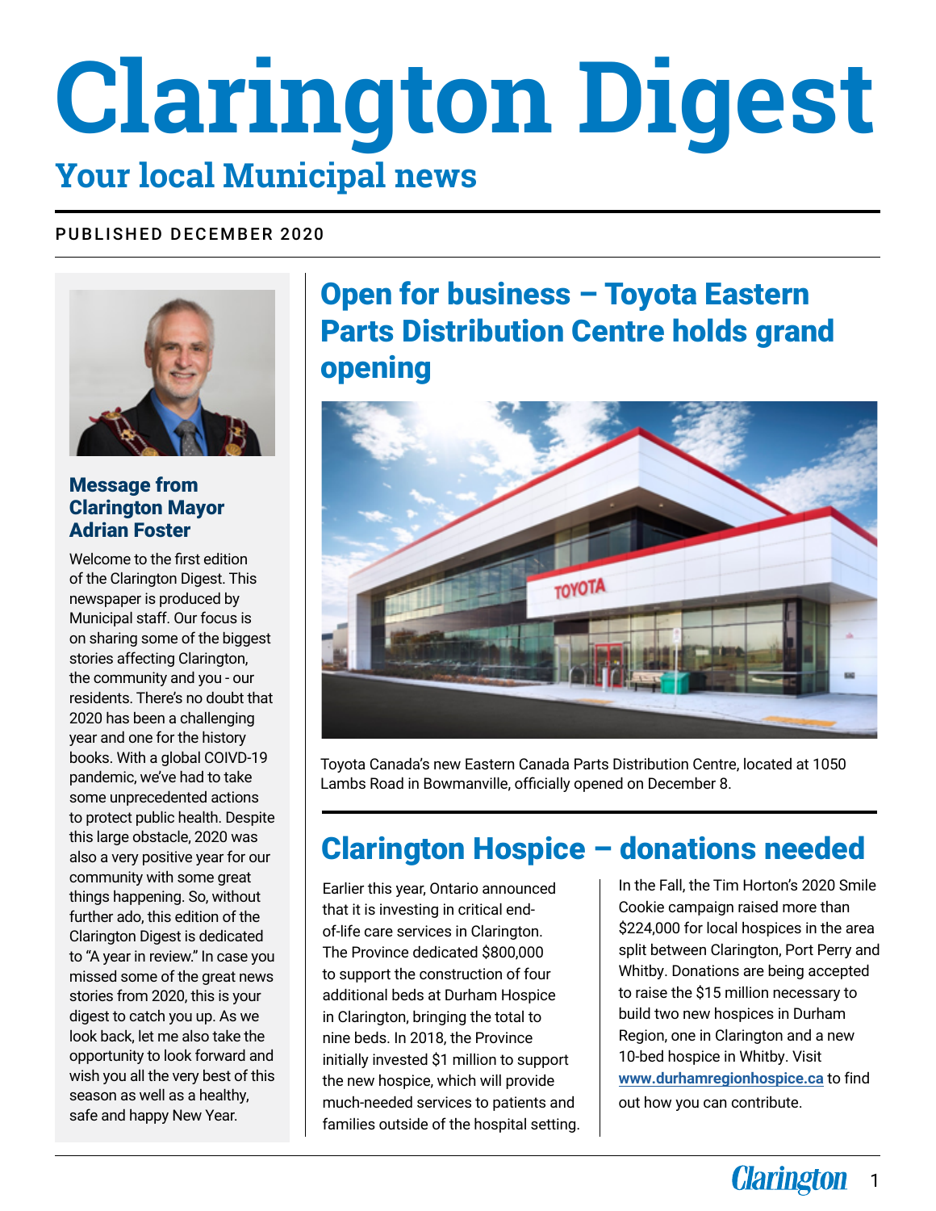# Clarington Digest

## Your local Municipal news

PUBLISHED DECEMBER 2020

### Message from Clarington Mayor Adrian Foster

Welcome to the first edition of the Clarington Digest. This newspaper is produced by Municipal staff. Our focus is on sharing some of the biggest stories affecting Clarington, the community and you - our residents. There's no doubt that 2020 has been a challenging year and one for the history books. With a global COIVD-19 pandemic, we've had to take some unprecedented actions to protect public health. Despite this large obstacle, 2020 was also a very positive year for our community with some great things happening. So, without further ado, this edition of the Clarington Digest is dedicated to "A year in review." In case you missed some of the great news stories from 2020, this is your digest to catch you up. As we look back, let me also take the opportunity to look forward and wish you all the very best of this season as well as a healthy, safe and happy New Year.

## Open for business – Toyota Eastern Parts Distribution Centre holds grand opening

Toyota Canada's new Eastern Canada Parts Distribution Centre, located at 1050 Lambs Road in Bowmanville, officially opened on December 8.

## Clarington Hospice – donations needed

Earlier this year, Ontario announced that it is investing in critical end-of-life care services in Clarington. The Province dedicated $800,000 to support the construction of four additional beds at Durham Hospice in Clarington, bringing the total to nine beds. In 2018, the Province initially invested $1 million to support the new hospice, which will provide much-needed services to patients and families outside of the hospital setting.

In the Fall, the Tim Horton's 2020 Smile Cookie campaign raised more than $224,000 for local hospices in the area split between Clarington, Port Perry and Whitby. Donations are being accepted to raise the $15 million necessary to build two new hospices in Durham Region, one in Clarington and a new 10-bed hospice in Whitby. Visit **www.durhamregionhospice.ca** to find out how you can contribute.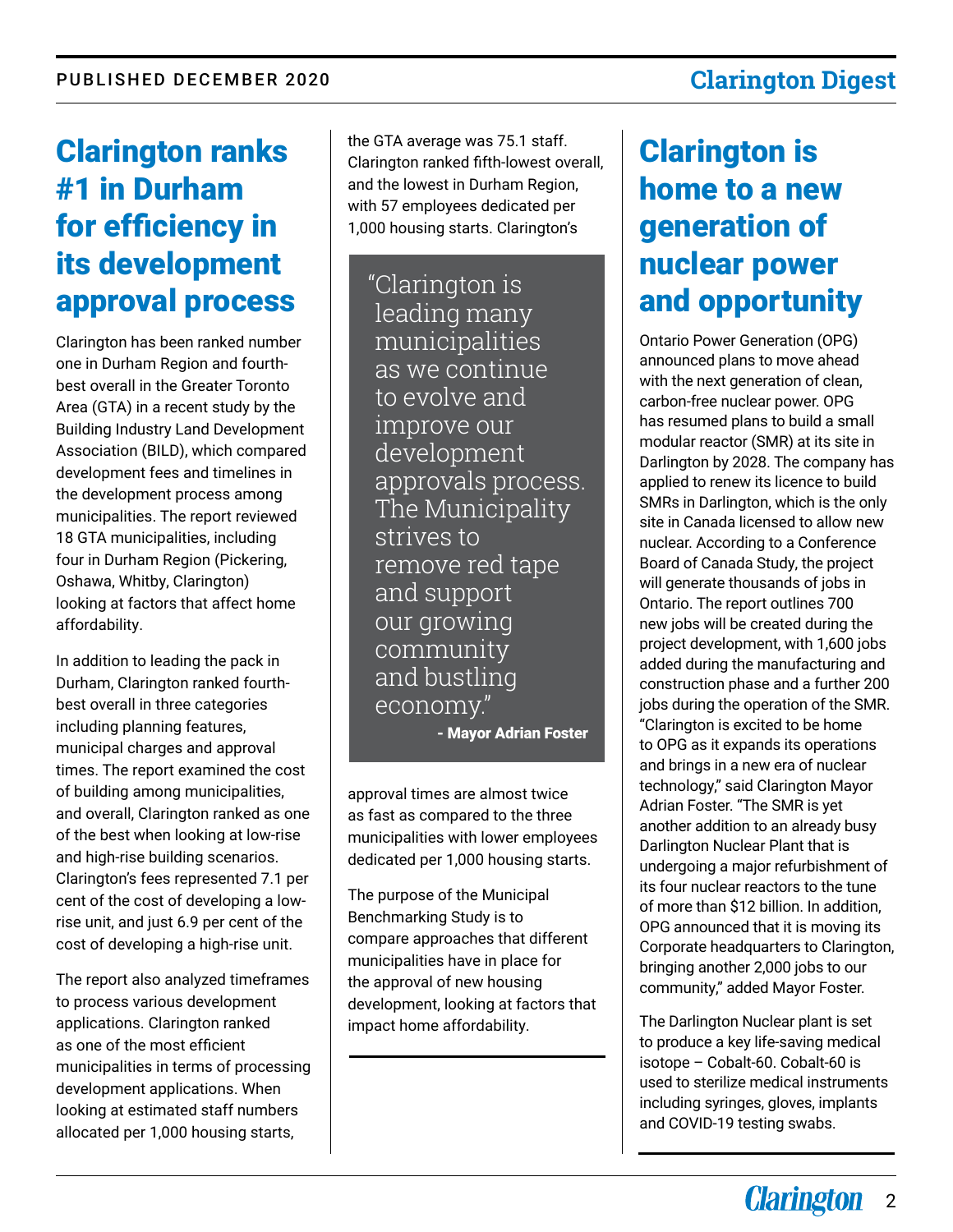# Clarington ranks #1 in Durham for efficiency in its development approval process

Clarington has been ranked number one in Durham Region and fourth-best overall in the Greater Toronto Area (GTA) in a recent study by the Building Industry Land Development Association (BILD), which compared development fees and timelines in the development process among municipalities. The report reviewed 18 GTA municipalities, including four in Durham Region (Pickering, Oshawa, Whitby, Clarington) looking at factors that affect home affordability.

In addition to leading the pack in Durham, Clarington ranked fourth-best overall in three categories including planning features, municipal charges and approval times. The report examined the cost of building among municipalities, and overall, Clarington ranked as one of the best when looking at low-rise and high-rise building scenarios. Clarington's fees represented 7.1 per cent of the cost of developing a low-rise unit, and just 6.9 per cent of the cost of developing a high-rise unit.

The report also analyzed timeframes to process various development applications. Clarington ranked as one of the most efficient municipalities in terms of processing development applications. When looking at estimated staff numbers allocated per 1,000 housing starts, the GTA average was 75.1 staff. Clarington ranked fifth-lowest overall, and the lowest in Durham Region, with 57 employees dedicated per 1,000 housing starts. Clarington's approval times are almost twice as fast as compared to the three municipalities with lower employees dedicated per 1,000 housing starts.

> "Clarington is leading many municipalities as we continue to evolve and improve our development approvals process. The Municipality strives to remove red tape and support our growing community and bustling economy."
>
> **- Mayor Adrian Foster**

The purpose of the Municipal Benchmarking Study is to compare approaches that different municipalities have in place for the approval of new housing development, looking at factors that impact home affordability.

# Clarington is home to a new generation of nuclear power and opportunity

Ontario Power Generation (OPG) announced plans to move ahead with the next generation of clean, carbon-free nuclear power. OPG has resumed plans to build a small modular reactor (SMR) at its site in Darlington by 2028. The company has applied to renew its licence to build SMRs in Darlington, which is the only site in Canada licensed to allow new nuclear. According to a Conference Board of Canada Study, the project will generate thousands of jobs in Ontario. The report outlines 700 new jobs will be created during the project development, with 1,600 jobs added during the manufacturing and construction phase and a further 200 jobs during the operation of the SMR. "Clarington is excited to be home to OPG as it expands its operations and brings in a new era of nuclear technology," said Clarington Mayor Adrian Foster. "The SMR is yet another addition to an already busy Darlington Nuclear Plant that is undergoing a major refurbishment of its four nuclear reactors to the tune of more than $12 billion. In addition, OPG announced that it is moving its Corporate headquarters to Clarington, bringing another 2,000 jobs to our community," added Mayor Foster.

The Darlington Nuclear plant is set to produce a key life-saving medical isotope – Cobalt-60. Cobalt-60 is used to sterilize medical instruments including syringes, gloves, implants and COVID-19 testing swabs.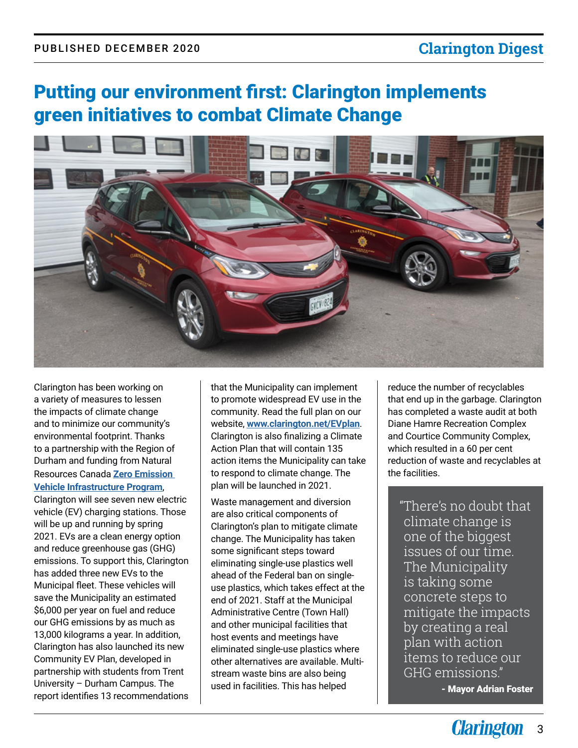# Putting our environment first: Clarington implements green initiatives to combat Climate Change

Clarington has been working on a variety of measures to lessen the impacts of climate change and to minimize our community's environmental footprint. Thanks to a partnership with the Region of Durham and funding from Natural Resources Canada **Zero Emission Vehicle Infrastructure Program**, Clarington will see seven new electric vehicle (EV) charging stations. Those will be up and running by spring 2021. EVs are a clean energy option and reduce greenhouse gas (GHG) emissions. To support this, Clarington has added three new EVs to the Municipal fleet. These vehicles will save the Municipality an estimated $6,000 per year on fuel and reduce our GHG emissions by as much as 13,000 kilograms a year. In addition, Clarington has also launched its new Community EV Plan, developed in partnership with students from Trent University – Durham Campus. The report identifies 13 recommendations that the Municipality can implement to promote widespread EV use in the community. Read the full plan on our website, **www.clarington.net/EVplan**. Clarington is also finalizing a Climate Action Plan that will contain 135 action items the Municipality can take to respond to climate change. The plan will be launched in 2021.

Waste management and diversion are also critical components of Clarington's plan to mitigate climate change. The Municipality has taken some significant steps toward eliminating single-use plastics well ahead of the Federal ban on single-use plastics, which takes effect at the end of 2021. Staff at the Municipal Administrative Centre (Town Hall) and other municipal facilities that host events and meetings have eliminated single-use plastics where other alternatives are available. Multi-stream waste bins are also being used in facilities. This has helped reduce the number of recyclables that end up in the garbage. Clarington has completed a waste audit at both Diane Hamre Recreation Complex and Courtice Community Complex, which resulted in a 60 per cent reduction of waste and recyclables at the facilities.

> "There's no doubt that climate change is one of the biggest issues of our time. The Municipality is taking some concrete steps to mitigate the impacts by creating a real plan with action items to reduce our GHG emissions."
>
> **- Mayor Adrian Foster**